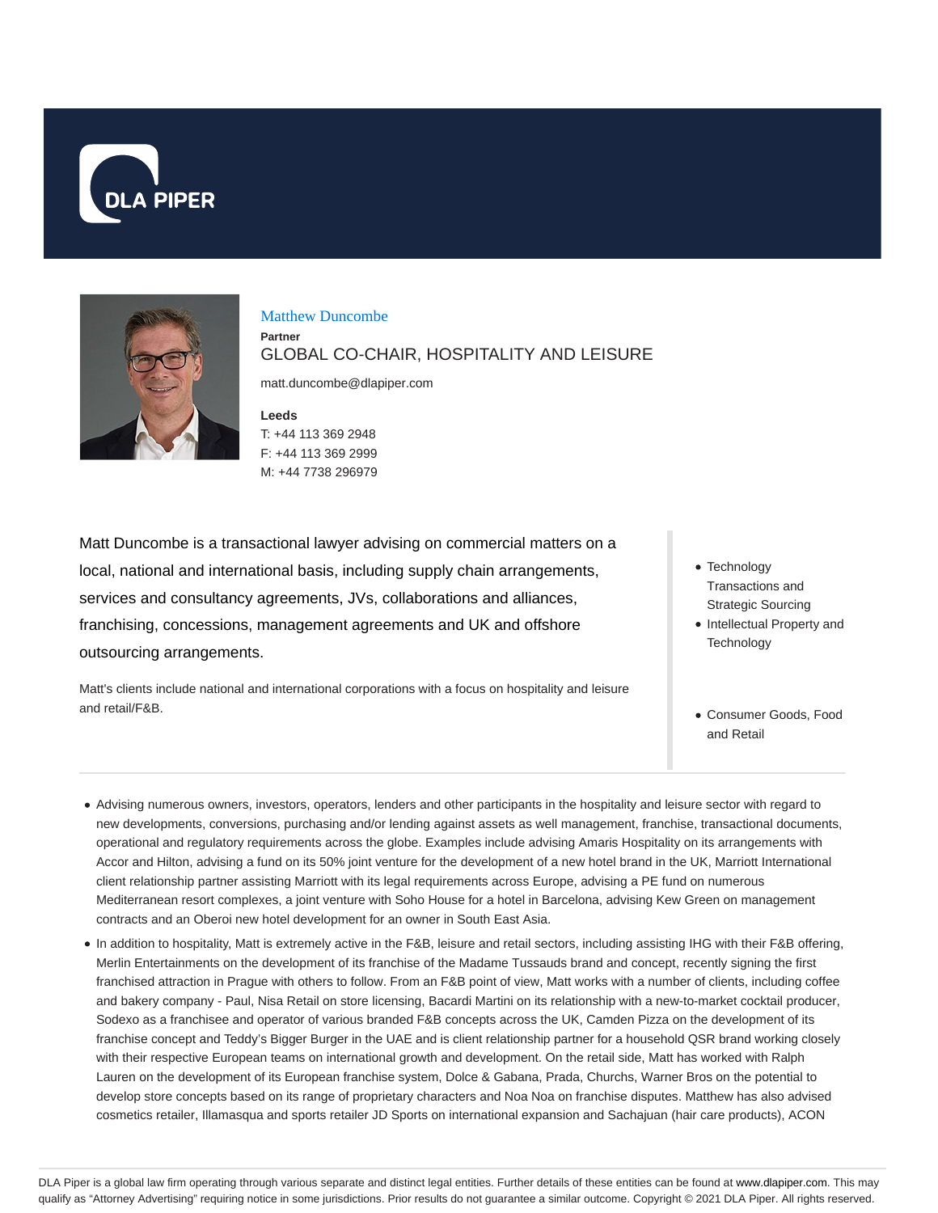DLA PIPER

# Matthew Duncombe

**Partner**

GLOBAL CO-CHAIR, HOSPITALITY AND LEISURE

matt.duncombe@dlapiper.com

**Leeds**

T: +44 113 369 2948
F: +44 113 369 2999
M: +44 7738 296979

Matt Duncombe is a transactional lawyer advising on commercial matters on a local, national and international basis, including supply chain arrangements, services and consultancy agreements, JVs, collaborations and alliances, franchising, concessions, management agreements and UK and offshore outsourcing arrangements.

Matt's clients include national and international corporations with a focus on hospitality and leisure and retail/F&B.

- Technology Transactions and Strategic Sourcing
- Intellectual Property and Technology

- Consumer Goods, Food and Retail

---

- Advising numerous owners, investors, operators, lenders and other participants in the hospitality and leisure sector with regard to new developments, conversions, purchasing and/or lending against assets as well management, franchise, transactional documents, operational and regulatory requirements across the globe. Examples include advising Amaris Hospitality on its arrangements with Accor and Hilton, advising a fund on its 50% joint venture for the development of a new hotel brand in the UK, Marriott International client relationship partner assisting Marriott with its legal requirements across Europe, advising a PE fund on numerous Mediterranean resort complexes, a joint venture with Soho House for a hotel in Barcelona, advising Kew Green on management contracts and an Oberoi new hotel development for an owner in South East Asia.
- In addition to hospitality, Matt is extremely active in the F&B, leisure and retail sectors, including assisting IHG with their F&B offering, Merlin Entertainments on the development of its franchise of the Madame Tussauds brand and concept, recently signing the first franchised attraction in Prague with others to follow. From an F&B point of view, Matt works with a number of clients, including coffee and bakery company - Paul, Nisa Retail on store licensing, Bacardi Martini on its relationship with a new-to-market cocktail producer, Sodexo as a franchisee and operator of various branded F&B concepts across the UK, Camden Pizza on the development of its franchise concept and Teddy's Bigger Burger in the UAE and is client relationship partner for a household QSR brand working closely with their respective European teams on international growth and development. On the retail side, Matt has worked with Ralph Lauren on the development of its European franchise system, Dolce & Gabana, Prada, Churchs, Warner Bros on the potential to develop store concepts based on its range of proprietary characters and Noa Noa on franchise disputes. Matthew has also advised cosmetics retailer, Illamasqua and sports retailer JD Sports on international expansion and Sachajuan (hair care products), ACON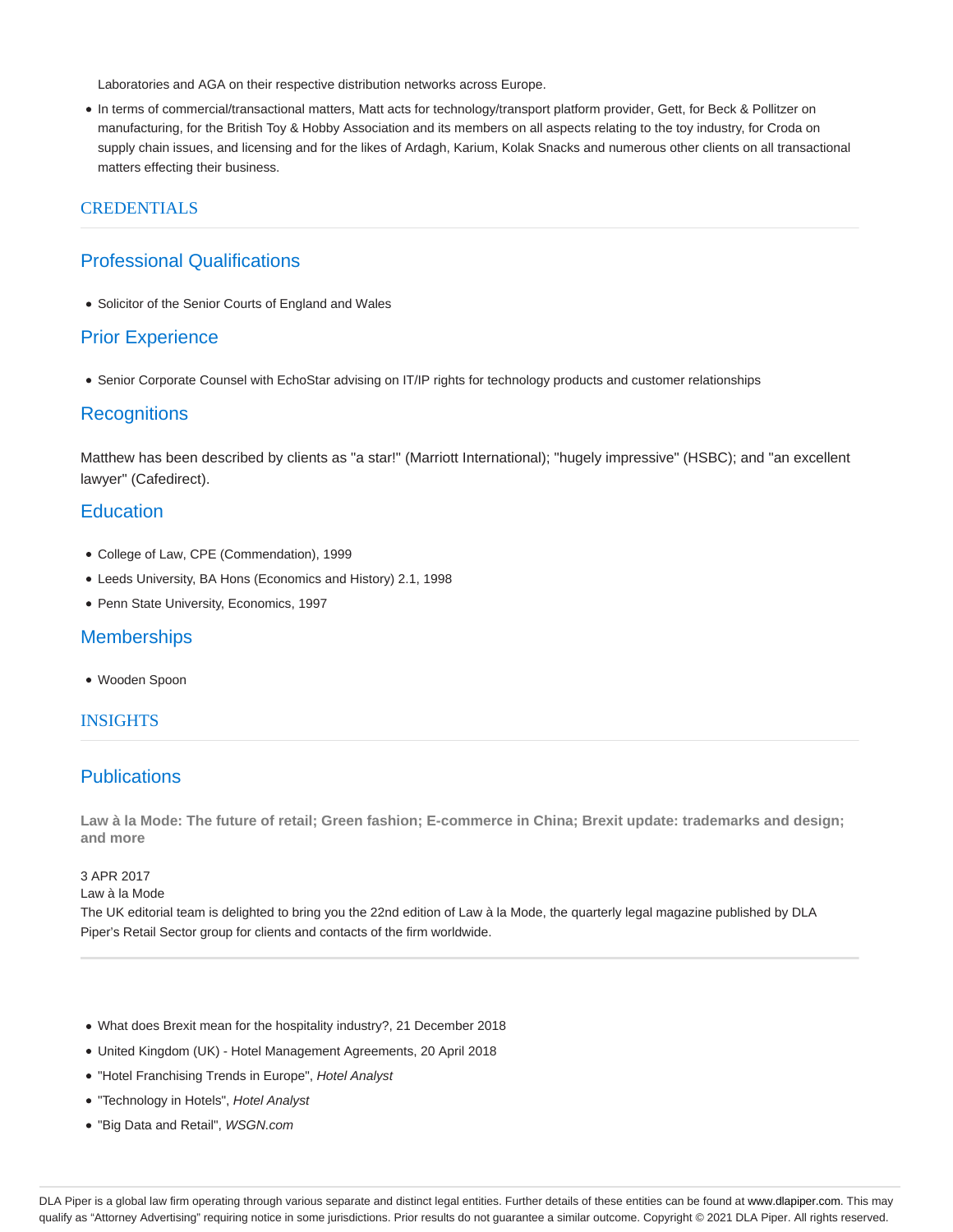Laboratories and AGA on their respective distribution networks across Europe.

- In terms of commercial/transactional matters, Matt acts for technology/transport platform provider, Gett, for Beck & Pollitzer on manufacturing, for the British Toy & Hobby Association and its members on all aspects relating to the toy industry, for Croda on supply chain issues, and licensing and for the likes of Ardagh, Karium, Kolak Snacks and numerous other clients on all transactional matters effecting their business.

## CREDENTIALS

### Professional Qualifications

- Solicitor of the Senior Courts of England and Wales

### Prior Experience

- Senior Corporate Counsel with EchoStar advising on IT/IP rights for technology products and customer relationships

### Recognitions

Matthew has been described by clients as "a star!" (Marriott International); "hugely impressive" (HSBC); and "an excellent lawyer" (Cafedirect).

### Education

- College of Law, CPE (Commendation), 1999
- Leeds University, BA Hons (Economics and History) 2.1, 1998
- Penn State University, Economics, 1997

### Memberships

- Wooden Spoon

## INSIGHTS

### Publications

**Law à la Mode: The future of retail; Green fashion; E-commerce in China; Brexit update: trademarks and design; and more**

3 APR 2017
Law à la Mode
The UK editorial team is delighted to bring you the 22nd edition of Law à la Mode, the quarterly legal magazine published by DLA Piper's Retail Sector group for clients and contacts of the firm worldwide.

---

- What does Brexit mean for the hospitality industry?, 21 December 2018
- United Kingdom (UK) - Hotel Management Agreements, 20 April 2018
- "Hotel Franchising Trends in Europe", *Hotel Analyst*
- "Technology in Hotels", *Hotel Analyst*
- "Big Data and Retail", *WSGN.com*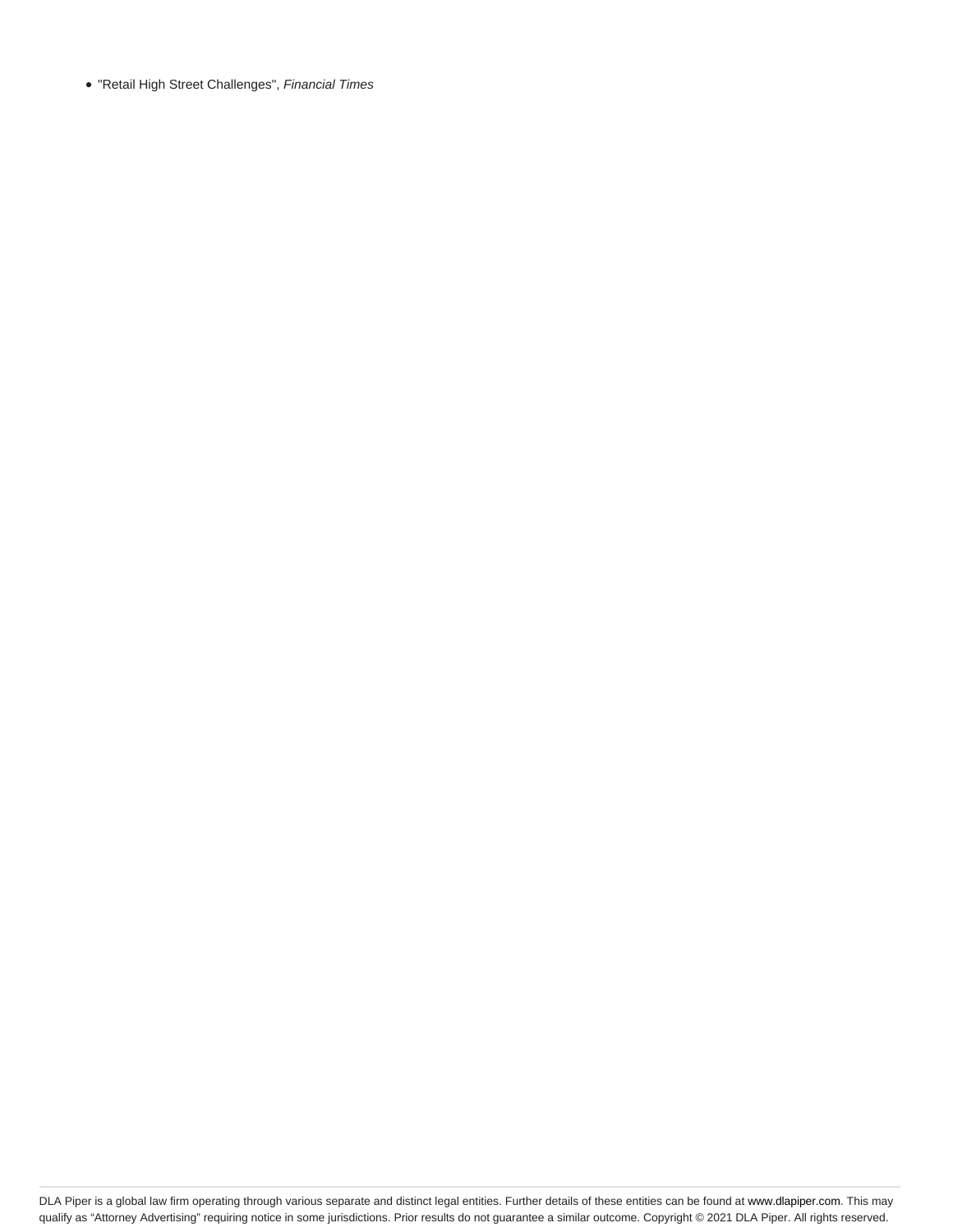- "Retail High Street Challenges", *Financial Times*